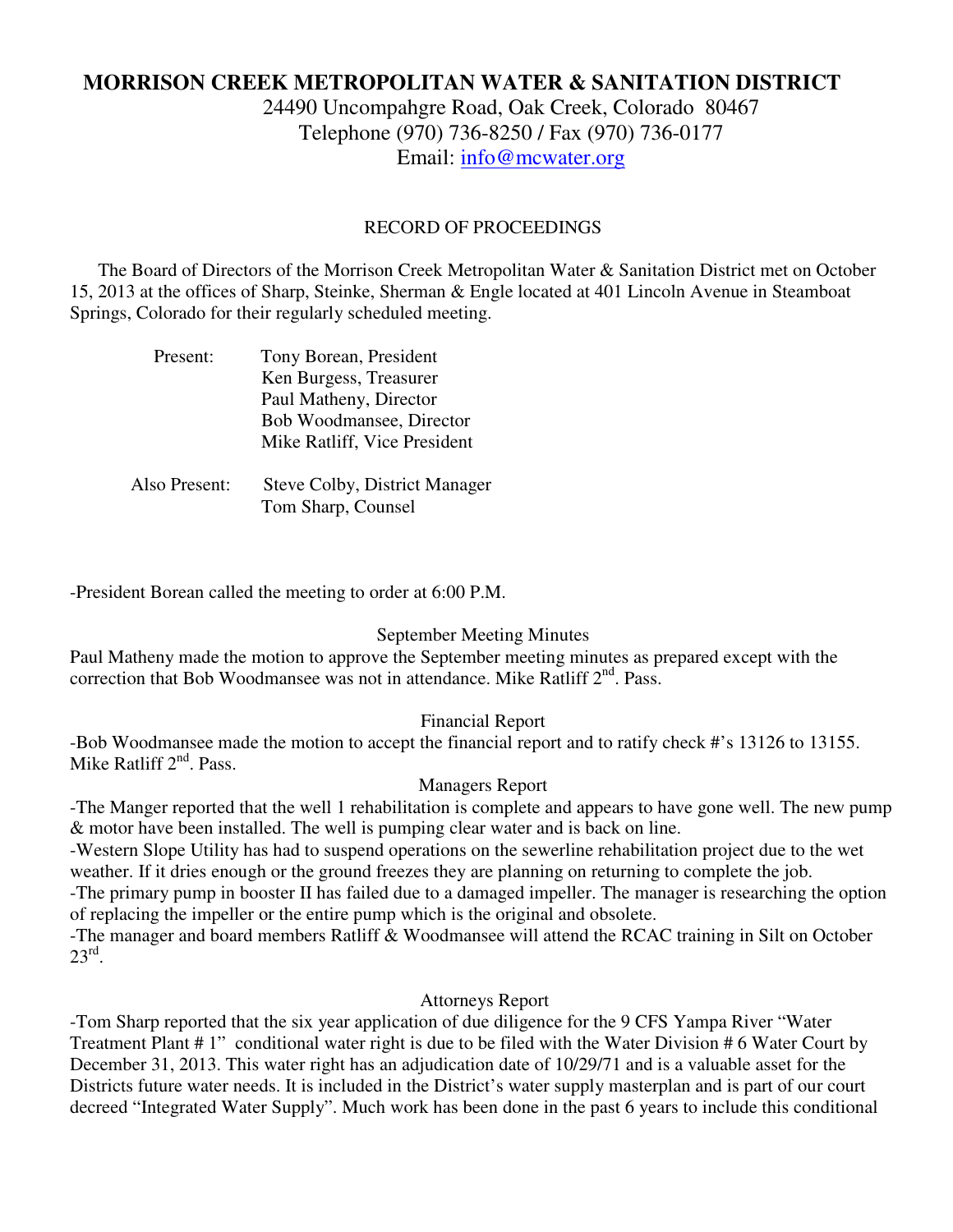# MORRISON CREEK METROPOLITAN WATER & SANITATION DISTRICT

24490 Uncompahgre Road, Oak Creek, Colorado 80467
Telephone (970) 736-8250 / Fax (970) 736-0177
Email: info@mcwater.org

RECORD OF PROCEEDINGS

The Board of Directors of the Morrison Creek Metropolitan Water & Sanitation District met on October 15, 2013 at the offices of Sharp, Steinke, Sherman & Engle located at 401 Lincoln Avenue in Steamboat Springs, Colorado for their regularly scheduled meeting.

Present: Tony Borean, President
Ken Burgess, Treasurer
Paul Matheny, Director
Bob Woodmansee, Director
Mike Ratliff, Vice President

Also Present: Steve Colby, District Manager
Tom Sharp, Counsel

-President Borean called the meeting to order at 6:00 P.M.

September Meeting Minutes

Paul Matheny made the motion to approve the September meeting minutes as prepared except with the correction that Bob Woodmansee was not in attendance. Mike Ratliff 2nd. Pass.

Financial Report

-Bob Woodmansee made the motion to accept the financial report and to ratify check #'s 13126 to 13155. Mike Ratliff 2nd. Pass.

Managers Report

-The Manger reported that the well 1 rehabilitation is complete and appears to have gone well. The new pump & motor have been installed. The well is pumping clear water and is back on line.

-Western Slope Utility has had to suspend operations on the sewerline rehabilitation project due to the wet weather. If it dries enough or the ground freezes they are planning on returning to complete the job.

-The primary pump in booster II has failed due to a damaged impeller. The manager is researching the option of replacing the impeller or the entire pump which is the original and obsolete.

-The manager and board members Ratliff & Woodmansee will attend the RCAC training in Silt on October 23rd.

Attorneys Report

-Tom Sharp reported that the six year application of due diligence for the 9 CFS Yampa River "Water Treatment Plant # 1" conditional water right is due to be filed with the Water Division # 6 Water Court by December 31, 2013. This water right has an adjudication date of 10/29/71 and is a valuable asset for the Districts future water needs. It is included in the District's water supply masterplan and is part of our court decreed "Integrated Water Supply". Much work has been done in the past 6 years to include this conditional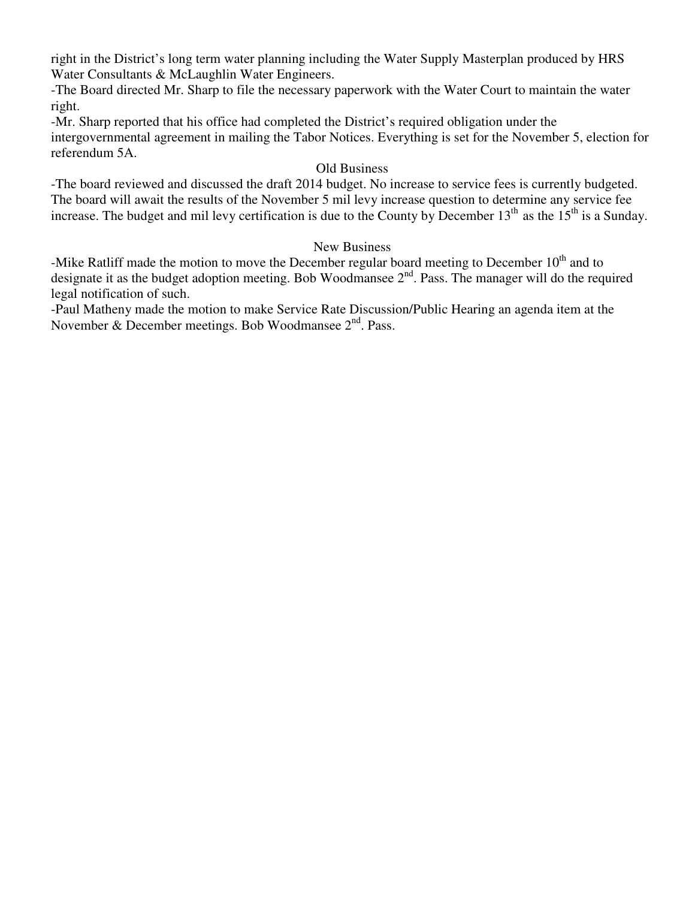right in the District's long term water planning including the Water Supply Masterplan produced by HRS Water Consultants & McLaughlin Water Engineers.

-The Board directed Mr. Sharp to file the necessary paperwork with the Water Court to maintain the water right.

-Mr. Sharp reported that his office had completed the District's required obligation under the intergovernmental agreement in mailing the Tabor Notices. Everything is set for the November 5, election for referendum 5A.

## Old Business

-The board reviewed and discussed the draft 2014 budget. No increase to service fees is currently budgeted. The board will await the results of the November 5 mil levy increase question to determine any service fee increase. The budget and mil levy certification is due to the County by December 13th as the 15th is a Sunday.

## New Business

-Mike Ratliff made the motion to move the December regular board meeting to December 10th and to designate it as the budget adoption meeting. Bob Woodmansee 2nd. Pass. The manager will do the required legal notification of such.

-Paul Matheny made the motion to make Service Rate Discussion/Public Hearing an agenda item at the November & December meetings. Bob Woodmansee 2nd. Pass.